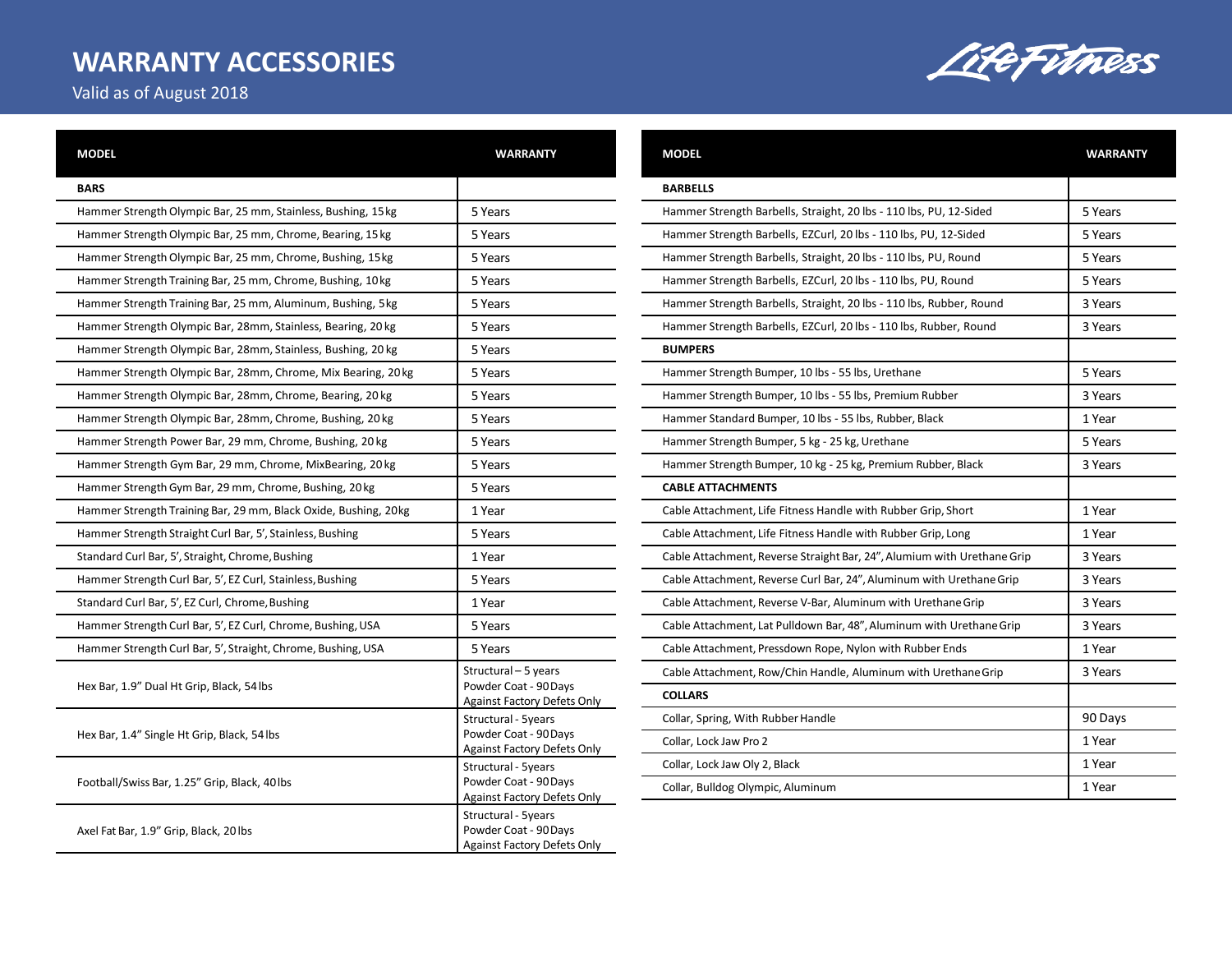# WARRANTY ACCESSORIES

Valid as of August 2018

| MODEL | WARRANTY |
|---|---|
| **BARS** | |
| Hammer Strength Olympic Bar, 25 mm, Stainless, Bushing, 15 kg | 5 Years |
| Hammer Strength Olympic Bar, 25 mm, Chrome, Bearing, 15 kg | 5 Years |
| Hammer Strength Olympic Bar, 25 mm, Chrome, Bushing, 15 kg | 5 Years |
| Hammer Strength Training Bar, 25 mm, Chrome, Bushing, 10 kg | 5 Years |
| Hammer Strength Training Bar, 25 mm, Aluminum, Bushing, 5 kg | 5 Years |
| Hammer Strength Olympic Bar, 28mm, Stainless, Bearing, 20 kg | 5 Years |
| Hammer Strength Olympic Bar, 28mm, Stainless, Bushing, 20 kg | 5 Years |
| Hammer Strength Olympic Bar, 28mm, Chrome, Mix Bearing, 20 kg | 5 Years |
| Hammer Strength Olympic Bar, 28mm, Chrome, Bearing, 20 kg | 5 Years |
| Hammer Strength Olympic Bar, 28mm, Chrome, Bushing, 20 kg | 5 Years |
| Hammer Strength Power Bar, 29 mm, Chrome, Bushing, 20 kg | 5 Years |
| Hammer Strength Gym Bar, 29 mm, Chrome, MixBearing, 20 kg | 5 Years |
| Hammer Strength Gym Bar, 29 mm, Chrome, Bushing, 20 kg | 5 Years |
| Hammer Strength Training Bar, 29 mm, Black Oxide, Bushing, 20kg | 1 Year |
| Hammer Strength Straight Curl Bar, 5', Stainless, Bushing | 5 Years |
| Standard Curl Bar, 5', Straight, Chrome, Bushing | 1 Year |
| Hammer Strength Curl Bar, 5', EZ Curl, Stainless, Bushing | 5 Years |
| Standard Curl Bar, 5', EZ Curl, Chrome, Bushing | 1 Year |
| Hammer Strength Curl Bar, 5', EZ Curl, Chrome, Bushing, USA | 5 Years |
| Hammer Strength Curl Bar, 5', Straight, Chrome, Bushing, USA | 5 Years |
| Hex Bar, 1.9" Dual Ht Grip, Black, 54 lbs | Structural – 5 years<br>Powder Coat - 90 Days<br>Against Factory Defets Only |
| Hex Bar, 1.4" Single Ht Grip, Black, 54 lbs | Structural - 5years<br>Powder Coat - 90 Days<br>Against Factory Defets Only |
| Football/Swiss Bar, 1.25" Grip, Black, 40 lbs | Structural - 5years<br>Powder Coat - 90 Days<br>Against Factory Defets Only |
| Axel Fat Bar, 1.9" Grip, Black, 20 lbs | Structural - 5years<br>Powder Coat - 90 Days<br>Against Factory Defets Only |

| MODEL | WARRANTY |
|---|---|
| **BARBELLS** | |
| Hammer Strength Barbells, Straight, 20 lbs - 110 lbs, PU, 12-Sided | 5 Years |
| Hammer Strength Barbells, EZCurl, 20 lbs - 110 lbs, PU, 12-Sided | 5 Years |
| Hammer Strength Barbells, Straight, 20 lbs - 110 lbs, PU, Round | 5 Years |
| Hammer Strength Barbells, EZCurl, 20 lbs - 110 lbs, PU, Round | 5 Years |
| Hammer Strength Barbells, Straight, 20 lbs - 110 lbs, Rubber, Round | 3 Years |
| Hammer Strength Barbells, EZCurl, 20 lbs - 110 lbs, Rubber, Round | 3 Years |
| **BUMPERS** | |
| Hammer Strength Bumper, 10 lbs - 55 lbs, Urethane | 5 Years |
| Hammer Strength Bumper, 10 lbs - 55 lbs, Premium Rubber | 3 Years |
| Hammer Standard Bumper, 10 lbs - 55 lbs, Rubber, Black | 1 Year |
| Hammer Strength Bumper, 5 kg - 25 kg, Urethane | 5 Years |
| Hammer Strength Bumper, 10 kg - 25 kg, Premium Rubber, Black | 3 Years |
| **CABLE ATTACHMENTS** | |
| Cable Attachment, Life Fitness Handle with Rubber Grip, Short | 1 Year |
| Cable Attachment, Life Fitness Handle with Rubber Grip, Long | 1 Year |
| Cable Attachment, Reverse Straight Bar, 24", Alumium with Urethane Grip | 3 Years |
| Cable Attachment, Reverse Curl Bar, 24", Aluminum with Urethane Grip | 3 Years |
| Cable Attachment, Reverse V-Bar, Aluminum with Urethane Grip | 3 Years |
| Cable Attachment, Lat Pulldown Bar, 48", Aluminum with Urethane Grip | 3 Years |
| Cable Attachment, Pressdown Rope, Nylon with Rubber Ends | 1 Year |
| Cable Attachment, Row/Chin Handle, Aluminum with Urethane Grip | 3 Years |
| **COLLARS** | |
| Collar, Spring, With Rubber Handle | 90 Days |
| Collar, Lock Jaw Pro 2 | 1 Year |
| Collar, Lock Jaw Oly 2, Black | 1 Year |
| Collar, Bulldog Olympic, Aluminum | 1 Year |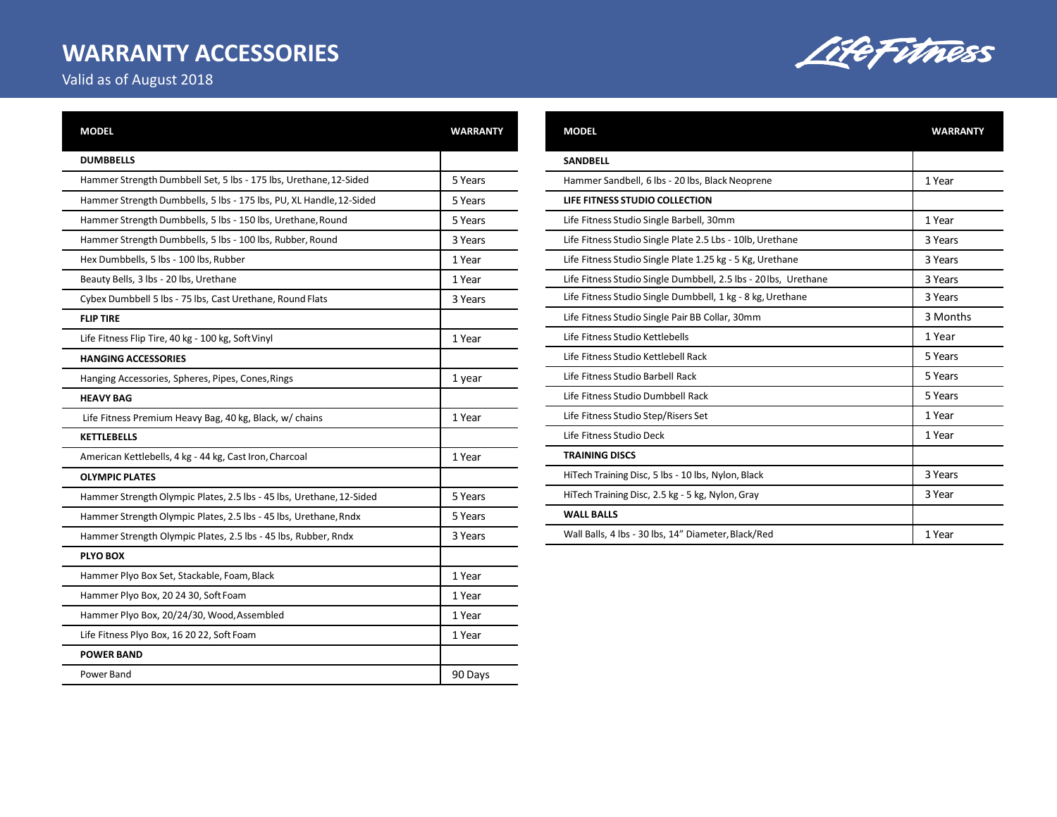# WARRANTY ACCESSORIES

Valid as of August 2018

| MODEL | WARRANTY |
|---|---|
| **DUMBBELLS** | |
| Hammer Strength Dumbbell Set, 5 lbs - 175 lbs, Urethane, 12-Sided | 5 Years |
| Hammer Strength Dumbbells, 5 lbs - 175 lbs, PU, XL Handle, 12-Sided | 5 Years |
| Hammer Strength Dumbbells, 5 lbs - 150 lbs, Urethane, Round | 5 Years |
| Hammer Strength Dumbbells, 5 lbs - 100 lbs, Rubber, Round | 3 Years |
| Hex Dumbbells, 5 lbs - 100 lbs, Rubber | 1 Year |
| Beauty Bells, 3 lbs - 20 lbs, Urethane | 1 Year |
| Cybex Dumbbell 5 lbs - 75 lbs, Cast Urethane, Round Flats | 3 Years |
| **FLIP TIRE** | |
| Life Fitness Flip Tire, 40 kg - 100 kg, Soft Vinyl | 1 Year |
| **HANGING ACCESSORIES** | |
| Hanging Accessories, Spheres, Pipes, Cones, Rings | 1 year |
| **HEAVY BAG** | |
| Life Fitness Premium Heavy Bag, 40 kg, Black, w/ chains | 1 Year |
| **KETTLEBELLS** | |
| American Kettlebells, 4 kg - 44 kg, Cast Iron, Charcoal | 1 Year |
| **OLYMPIC PLATES** | |
| Hammer Strength Olympic Plates, 2.5 lbs - 45 lbs, Urethane, 12-Sided | 5 Years |
| Hammer Strength Olympic Plates, 2.5 lbs - 45 lbs, Urethane, Rndx | 5 Years |
| Hammer Strength Olympic Plates, 2.5 lbs - 45 lbs, Rubber, Rndx | 3 Years |
| **PLYO BOX** | |
| Hammer Plyo Box Set, Stackable, Foam, Black | 1 Year |
| Hammer Plyo Box, 20 24 30, Soft Foam | 1 Year |
| Hammer Plyo Box, 20/24/30, Wood, Assembled | 1 Year |
| Life Fitness Plyo Box, 16 20 22, Soft Foam | 1 Year |
| **POWER BAND** | |
| Power Band | 90 Days |

| MODEL | WARRANTY |
|---|---|
| **SANDBELL** | |
| Hammer Sandbell, 6 lbs - 20 lbs, Black Neoprene | 1 Year |
| **LIFE FITNESS STUDIO COLLECTION** | |
| Life Fitness Studio Single Barbell, 30mm | 1 Year |
| Life Fitness Studio Single Plate 2.5 Lbs - 10lb, Urethane | 3 Years |
| Life Fitness Studio Single Plate 1.25 kg - 5 Kg, Urethane | 3 Years |
| Life Fitness Studio Single Dumbbell, 2.5 lbs - 20 lbs, Urethane | 3 Years |
| Life Fitness Studio Single Dumbbell, 1 kg - 8 kg, Urethane | 3 Years |
| Life Fitness Studio Single Pair BB Collar, 30mm | 3 Months |
| Life Fitness Studio Kettlebells | 1 Year |
| Life Fitness Studio Kettlebell Rack | 5 Years |
| Life Fitness Studio Barbell Rack | 5 Years |
| Life Fitness Studio Dumbbell Rack | 5 Years |
| Life Fitness Studio Step/Risers Set | 1 Year |
| Life Fitness Studio Deck | 1 Year |
| **TRAINING DISCS** | |
| HiTech Training Disc, 5 lbs - 10 lbs, Nylon, Black | 3 Years |
| HiTech Training Disc, 2.5 kg - 5 kg, Nylon, Gray | 3 Year |
| **WALL BALLS** | |
| Wall Balls, 4 lbs - 30 lbs, 14” Diameter, Black/Red | 1 Year |